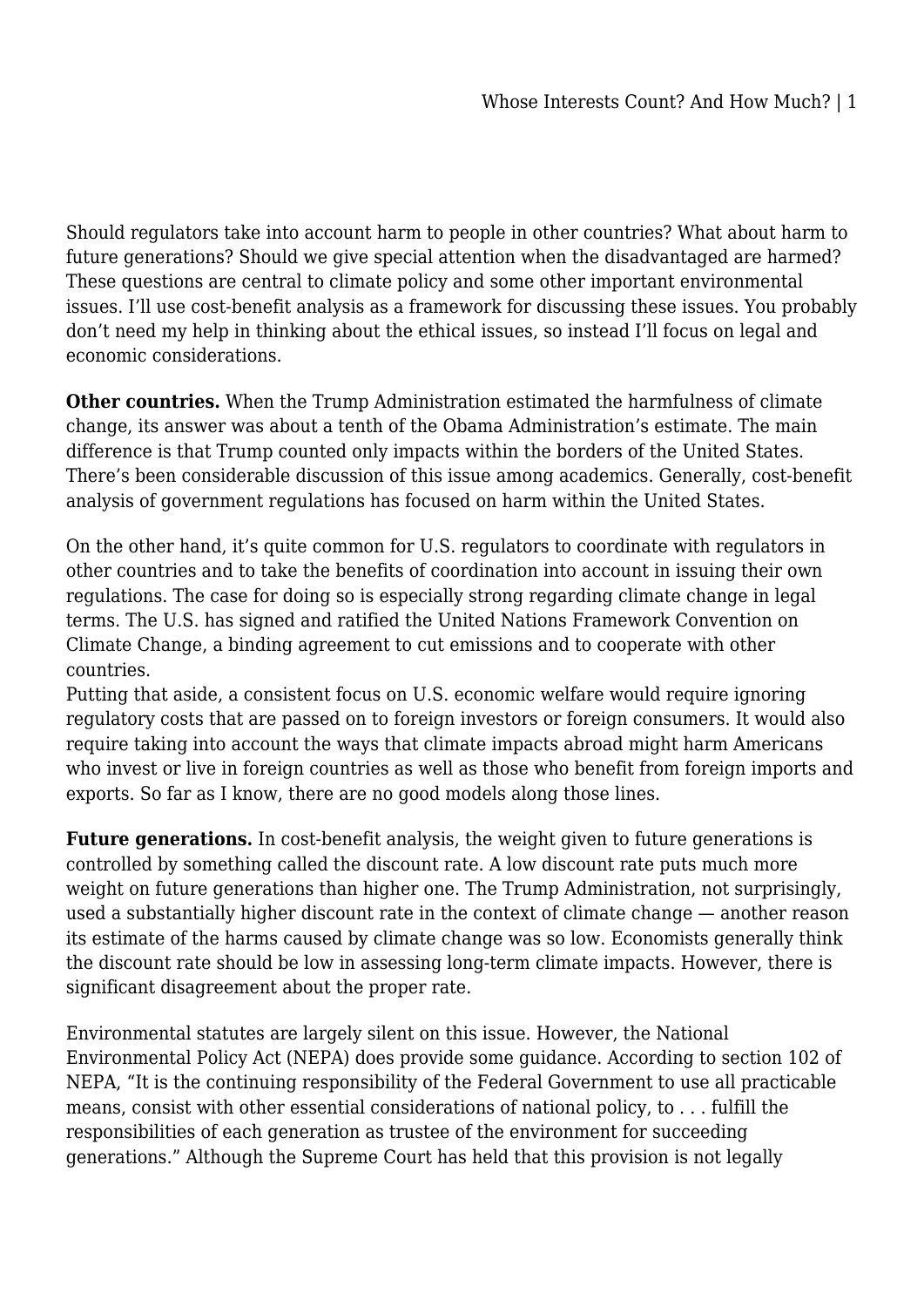Should regulators take into account harm to people in other countries? What about harm to future generations? Should we give special attention when the disadvantaged are harmed? These questions are central to climate policy and some other important environmental issues. I'll use cost-benefit analysis as a framework for discussing these issues. You probably don't need my help in thinking about the ethical issues, so instead I'll focus on legal and economic considerations.

**Other countries.** When the Trump Administration estimated the harmfulness of climate change, its answer was about a tenth of the Obama Administration's estimate. The main difference is that Trump counted only impacts within the borders of the United States. There's been considerable discussion of this issue among academics. Generally, cost-benefit analysis of government regulations has focused on harm within the United States.

On the other hand, it's quite common for U.S. regulators to coordinate with regulators in other countries and to take the benefits of coordination into account in issuing their own regulations. The case for doing so is especially strong regarding climate change in legal terms. The U.S. has signed and ratified the United Nations Framework Convention on Climate Change, a binding agreement to cut emissions and to cooperate with other countries.

Putting that aside, a consistent focus on U.S. economic welfare would require ignoring regulatory costs that are passed on to foreign investors or foreign consumers. It would also require taking into account the ways that climate impacts abroad might harm Americans who invest or live in foreign countries as well as those who benefit from foreign imports and exports. So far as I know, there are no good models along those lines.

**Future generations.** In cost-benefit analysis, the weight given to future generations is controlled by something called the discount rate. A low discount rate puts much more weight on future generations than higher one. The Trump Administration, not surprisingly, used a substantially higher discount rate in the context of climate change — another reason its estimate of the harms caused by climate change was so low. Economists generally think the discount rate should be low in assessing long-term climate impacts. However, there is significant disagreement about the proper rate.

Environmental statutes are largely silent on this issue. However, the National Environmental Policy Act (NEPA) does provide some guidance. According to section 102 of NEPA, "It is the continuing responsibility of the Federal Government to use all practicable means, consist with other essential considerations of national policy, to . . . fulfill the responsibilities of each generation as trustee of the environment for succeeding generations." Although the Supreme Court has held that this provision is not legally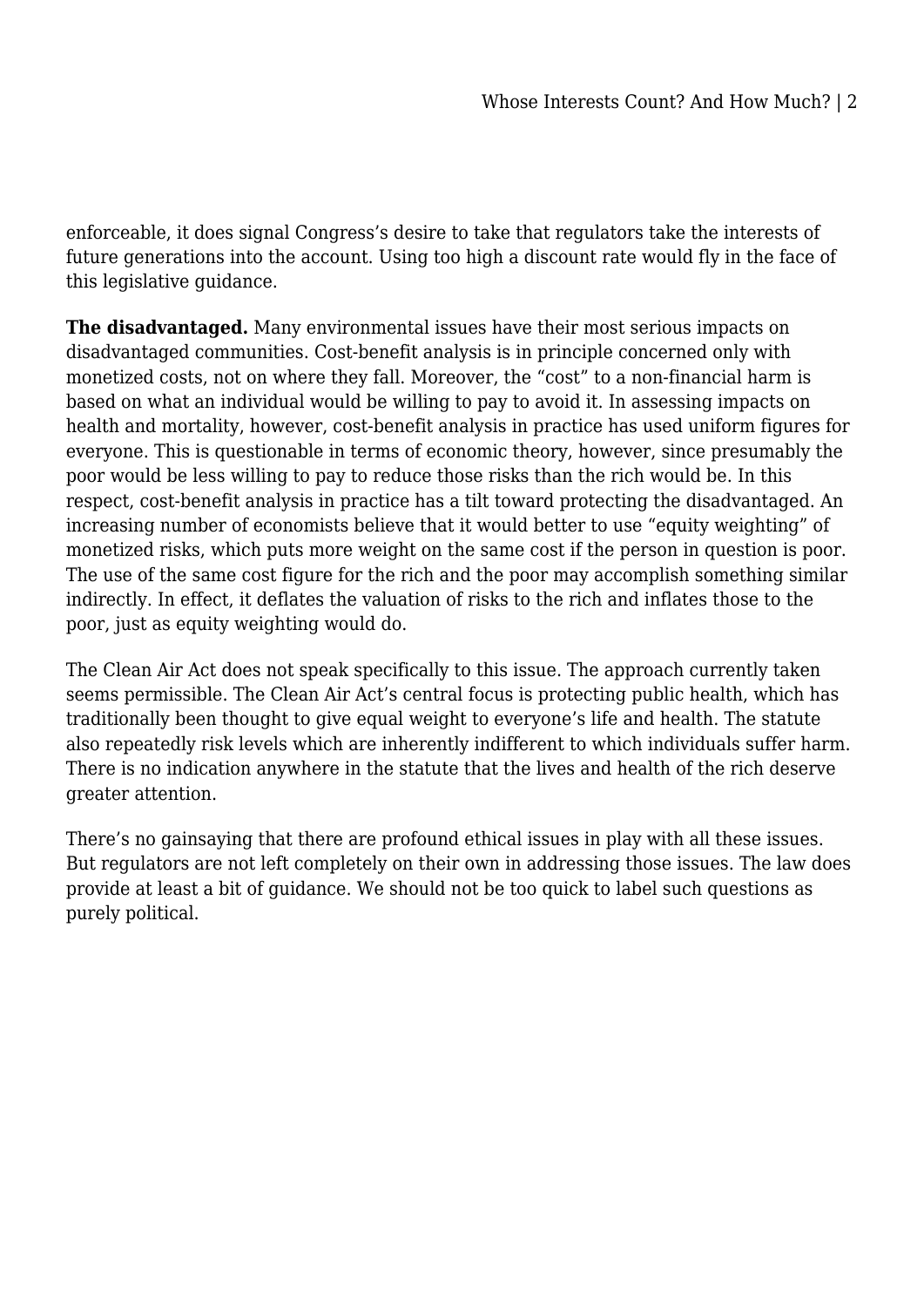enforceable, it does signal Congress's desire to take that regulators take the interests of future generations into the account. Using too high a discount rate would fly in the face of this legislative guidance.

**The disadvantaged.** Many environmental issues have their most serious impacts on disadvantaged communities. Cost-benefit analysis is in principle concerned only with monetized costs, not on where they fall. Moreover, the "cost" to a non-financial harm is based on what an individual would be willing to pay to avoid it. In assessing impacts on health and mortality, however, cost-benefit analysis in practice has used uniform figures for everyone. This is questionable in terms of economic theory, however, since presumably the poor would be less willing to pay to reduce those risks than the rich would be. In this respect, cost-benefit analysis in practice has a tilt toward protecting the disadvantaged. An increasing number of economists believe that it would better to use "equity weighting" of monetized risks, which puts more weight on the same cost if the person in question is poor. The use of the same cost figure for the rich and the poor may accomplish something similar indirectly. In effect, it deflates the valuation of risks to the rich and inflates those to the poor, just as equity weighting would do.

The Clean Air Act does not speak specifically to this issue. The approach currently taken seems permissible. The Clean Air Act's central focus is protecting public health, which has traditionally been thought to give equal weight to everyone's life and health. The statute also repeatedly risk levels which are inherently indifferent to which individuals suffer harm. There is no indication anywhere in the statute that the lives and health of the rich deserve greater attention.

There's no gainsaying that there are profound ethical issues in play with all these issues. But regulators are not left completely on their own in addressing those issues. The law does provide at least a bit of guidance. We should not be too quick to label such questions as purely political.